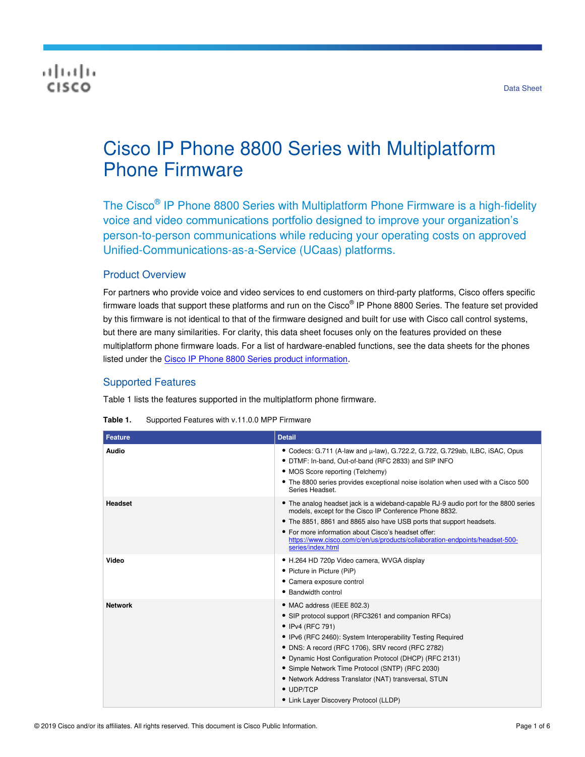Data Sheet

# Cisco IP Phone 8800 Series with Multiplatform Phone Firmware

The Cisco® IP Phone 8800 Series with Multiplatform Phone Firmware is a high-fidelity voice and video communications portfolio designed to improve your organization's person-to-person communications while reducing your operating costs on approved Unified-Communications-as-a-Service (UCaas) platforms.

## Product Overview

For partners who provide voice and video services to end customers on third-party platforms, Cisco offers specific firmware loads that support these platforms and run on the Cisco® IP Phone 8800 Series. The feature set provided by this firmware is not identical to that of the firmware designed and built for use with Cisco call control systems, but there are many similarities. For clarity, this data sheet focuses only on the features provided on these multiplatform phone firmware loads. For a list of hardware-enabled functions, see the data sheets for the phones listed under the [Cisco IP Phone 8800 Series product information](Cisco IP Phone 8800 Series product information).

## Supported Features

Table 1 lists the features supported in the multiplatform phone firmware.

**Table 1.** Supported Features with v.11.0.0 MPP Firmware

| Feature | Detail |
|---|---|
| **Audio** | • Codecs: G.711 (A-law and µ-law), G.722.2, G.722, G.729ab, ILBC, iSAC, Opus<br>• DTMF: In-band, Out-of-band (RFC 2833) and SIP INFO<br>• MOS Score reporting (Telchemy)<br>• The 8800 series provides exceptional noise isolation when used with a Cisco 500 Series Headset. |
| **Headset** | • The analog headset jack is a wideband-capable RJ-9 audio port for the 8800 series models, except for the Cisco IP Conference Phone 8832.<br>• The 8851, 8861 and 8865 also have USB ports that support headsets.<br>• For more information about Cisco's headset offer: https://www.cisco.com/c/en/us/products/collaboration-endpoints/headset-500-series/index.html |
| **Video** | • H.264 HD 720p Video camera, WVGA display<br>• Picture in Picture (PiP)<br>• Camera exposure control<br>• Bandwidth control |
| **Network** | • MAC address (IEEE 802.3)<br>• SIP protocol support (RFC3261 and companion RFCs)<br>• IPv4 (RFC 791)<br>• IPv6 (RFC 2460): System Interoperability Testing Required<br>• DNS: A record (RFC 1706), SRV record (RFC 2782)<br>• Dynamic Host Configuration Protocol (DHCP) (RFC 2131)<br>• Simple Network Time Protocol (SNTP) (RFC 2030)<br>• Network Address Translator (NAT) transversal, STUN<br>• UDP/TCP<br>• Link Layer Discovery Protocol (LLDP) |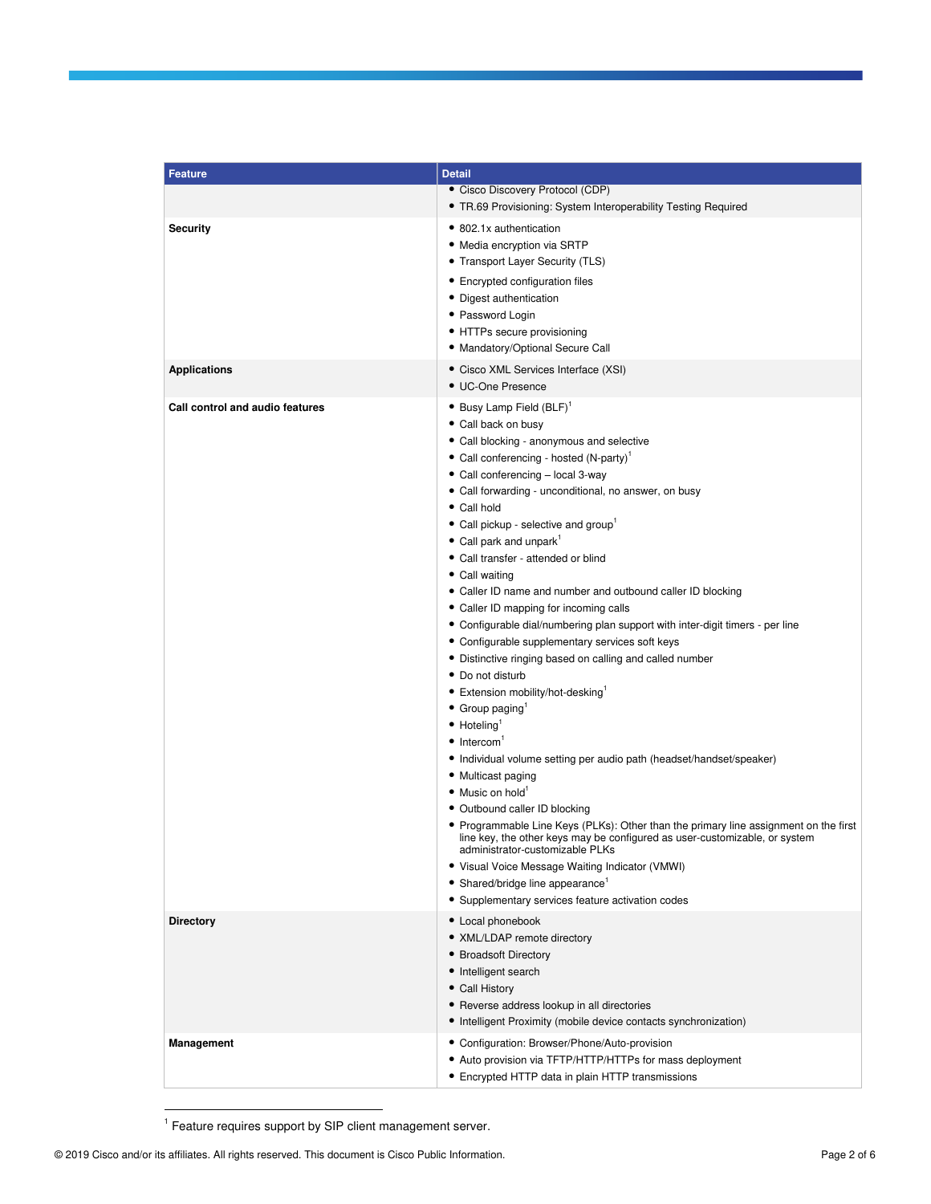| Feature | Detail |
| --- | --- |
| | • Cisco Discovery Protocol (CDP)<br>• TR.69 Provisioning: System Interoperability Testing Required |
| **Security** | • 802.1x authentication<br>• Media encryption via SRTP<br>• Transport Layer Security (TLS)<br>• Encrypted configuration files<br>• Digest authentication<br>• Password Login<br>• HTTPs secure provisioning<br>• Mandatory/Optional Secure Call |
| **Applications** | • Cisco XML Services Interface (XSI)<br>• UC-One Presence |
| **Call control and audio features** | • Busy Lamp Field (BLF)[1]<br>• Call back on busy<br>• Call blocking - anonymous and selective<br>• Call conferencing - hosted (N-party)[1]<br>• Call conferencing – local 3-way<br>• Call forwarding - unconditional, no answer, on busy<br>• Call hold<br>• Call pickup - selective and group[1]<br>• Call park and unpark[1]<br>• Call transfer - attended or blind<br>• Call waiting<br>• Caller ID name and number and outbound caller ID blocking<br>• Caller ID mapping for incoming calls<br>• Configurable dial/numbering plan support with inter-digit timers - per line<br>• Configurable supplementary services soft keys<br>• Distinctive ringing based on calling and called number<br>• Do not disturb<br>• Extension mobility/hot-desking[1]<br>• Group paging[1]<br>• Hoteling[1]<br>• Intercom[1]<br>• Individual volume setting per audio path (headset/handset/speaker)<br>• Multicast paging<br>• Music on hold[1]<br>• Outbound caller ID blocking<br>• Programmable Line Keys (PLKs): Other than the primary line assignment on the first line key, the other keys may be configured as user-customizable, or system administrator-customizable PLKs<br>• Visual Voice Message Waiting Indicator (VMWI)<br>• Shared/bridge line appearance[1]<br>• Supplementary services feature activation codes |
| **Directory** | • Local phonebook<br>• XML/LDAP remote directory<br>• Broadsoft Directory<br>• Intelligent search<br>• Call History<br>• Reverse address lookup in all directories<br>• Intelligent Proximity (mobile device contacts synchronization) |
| **Management** | • Configuration: Browser/Phone/Auto-provision<br>• Auto provision via TFTP/HTTP/HTTPs for mass deployment<br>• Encrypted HTTP data in plain HTTP transmissions |

[1] Feature requires support by SIP client management server.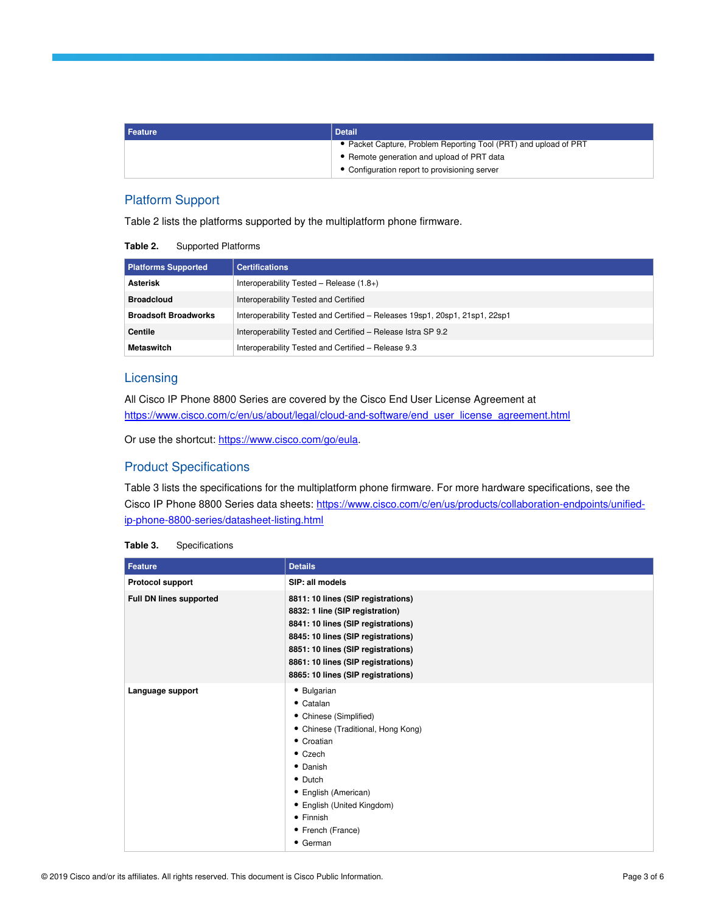| Feature | Detail |
| --- | --- |
| | • Packet Capture, Problem Reporting Tool (PRT) and upload of PRT<br>• Remote generation and upload of PRT data<br>• Configuration report to provisioning server |

## Platform Support

Table 2 lists the platforms supported by the multiplatform phone firmware.

**Table 2.** Supported Platforms

| Platforms Supported | Certifications |
| --- | --- |
| **Asterisk** | Interoperability Tested – Release (1.8+) |
| **Broadcloud** | Interoperability Tested and Certified |
| **Broadsoft Broadworks** | Interoperability Tested and Certified – Releases 19sp1, 20sp1, 21sp1, 22sp1 |
| **Centile** | Interoperability Tested and Certified – Release Istra SP 9.2 |
| **Metaswitch** | Interoperability Tested and Certified – Release 9.3 |

## Licensing

All Cisco IP Phone 8800 Series are covered by the Cisco End User License Agreement at [https://www.cisco.com/c/en/us/about/legal/cloud-and-software/end_user_license_agreement.html](https://www.cisco.com/c/en/us/about/legal/cloud-and-software/end_user_license_agreement.html)

Or use the shortcut: [https://www.cisco.com/go/eula](https://www.cisco.com/go/eula).

## Product Specifications

Table 3 lists the specifications for the multiplatform phone firmware. For more hardware specifications, see the Cisco IP Phone 8800 Series data sheets: [https://www.cisco.com/c/en/us/products/collaboration-endpoints/unified-ip-phone-8800-series/datasheet-listing.html](https://www.cisco.com/c/en/us/products/collaboration-endpoints/unified-ip-phone-8800-series/datasheet-listing.html)

**Table 3.** Specifications

| Feature | Details |
| --- | --- |
| **Protocol support** | **SIP: all models** |
| **Full DN lines supported** | **8811: 10 lines (SIP registrations)**<br>**8832: 1 line (SIP registration)**<br>**8841: 10 lines (SIP registrations)**<br>**8845: 10 lines (SIP registrations)**<br>**8851: 10 lines (SIP registrations)**<br>**8861: 10 lines (SIP registrations)**<br>**8865: 10 lines (SIP registrations)** |
| **Language support** | • Bulgarian<br>• Catalan<br>• Chinese (Simplified)<br>• Chinese (Traditional, Hong Kong)<br>• Croatian<br>• Czech<br>• Danish<br>• Dutch<br>• English (American)<br>• English (United Kingdom)<br>• Finnish<br>• French (France)<br>• German |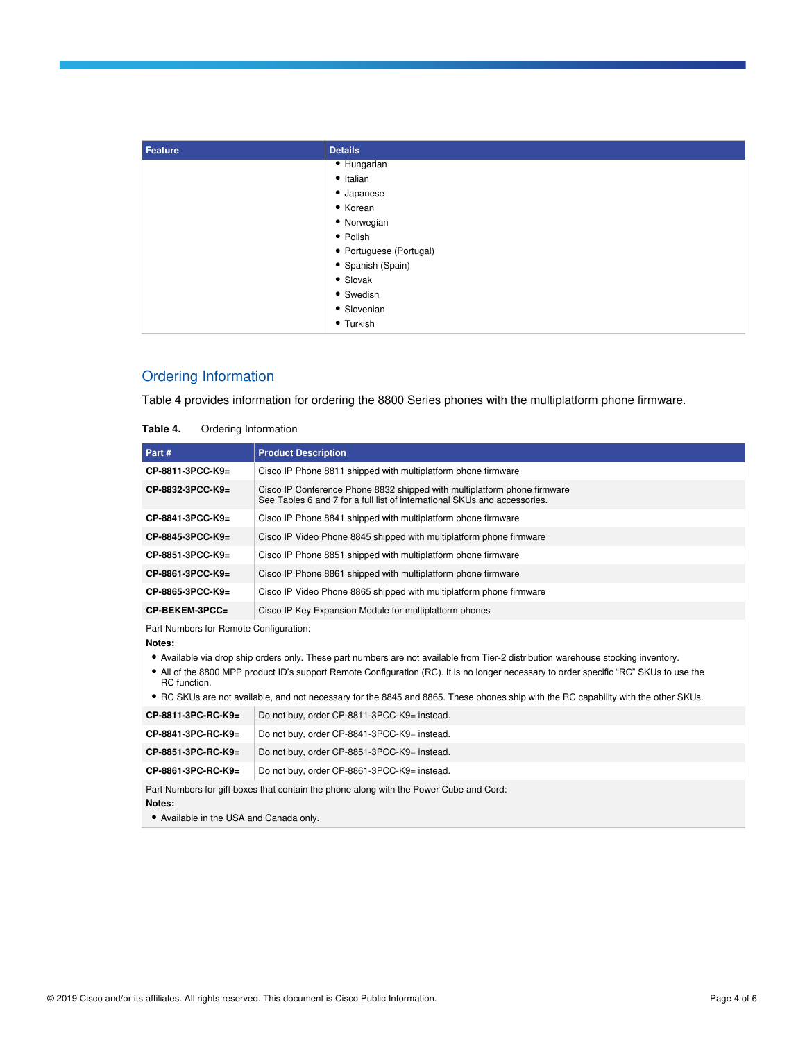| Feature | Details |
| --- | --- |
| | • Hungarian<br>• Italian<br>• Japanese<br>• Korean<br>• Norwegian<br>• Polish<br>• Portuguese (Portugal)<br>• Spanish (Spain)<br>• Slovak<br>• Swedish<br>• Slovenian<br>• Turkish |

## Ordering Information

Table 4 provides information for ordering the 8800 Series phones with the multiplatform phone firmware.

**Table 4.** Ordering Information

| Part # | Product Description |
| --- | --- |
| **CP-8811-3PCC-K9=** | Cisco IP Phone 8811 shipped with multiplatform phone firmware |
| **CP-8832-3PCC-K9=** | Cisco IP Conference Phone 8832 shipped with multiplatform phone firmware<br>See Tables 6 and 7 for a full list of international SKUs and accessories. |
| **CP-8841-3PCC-K9=** | Cisco IP Phone 8841 shipped with multiplatform phone firmware |
| **CP-8845-3PCC-K9=** | Cisco IP Video Phone 8845 shipped with multiplatform phone firmware |
| **CP-8851-3PCC-K9=** | Cisco IP Phone 8851 shipped with multiplatform phone firmware |
| **CP-8861-3PCC-K9=** | Cisco IP Phone 8861 shipped with multiplatform phone firmware |
| **CP-8865-3PCC-K9=** | Cisco IP Video Phone 8865 shipped with multiplatform phone firmware |
| **CP-BEKEM-3PCC=** | Cisco IP Key Expansion Module for multiplatform phones |
| Part Numbers for Remote Configuration:<br>**Notes:**<br>• Available via drop ship orders only. These part numbers are not available from Tier-2 distribution warehouse stocking inventory.<br>• All of the 8800 MPP product ID's support Remote Configuration (RC). It is no longer necessary to order specific "RC" SKUs to use the RC function.<br>• RC SKUs are not available, and not necessary for the 8845 and 8865. These phones ship with the RC capability with the other SKUs. | |
| **CP-8811-3PC-RC-K9=** | Do not buy, order CP-8811-3PCC-K9= instead. |
| **CP-8841-3PC-RC-K9=** | Do not buy, order CP-8841-3PCC-K9= instead. |
| **CP-8851-3PC-RC-K9=** | Do not buy, order CP-8851-3PCC-K9= instead. |
| **CP-8861-3PC-RC-K9=** | Do not buy, order CP-8861-3PCC-K9= instead. |
| Part Numbers for gift boxes that contain the phone along with the Power Cube and Cord:<br>**Notes:**<br>• Available in the USA and Canada only. | |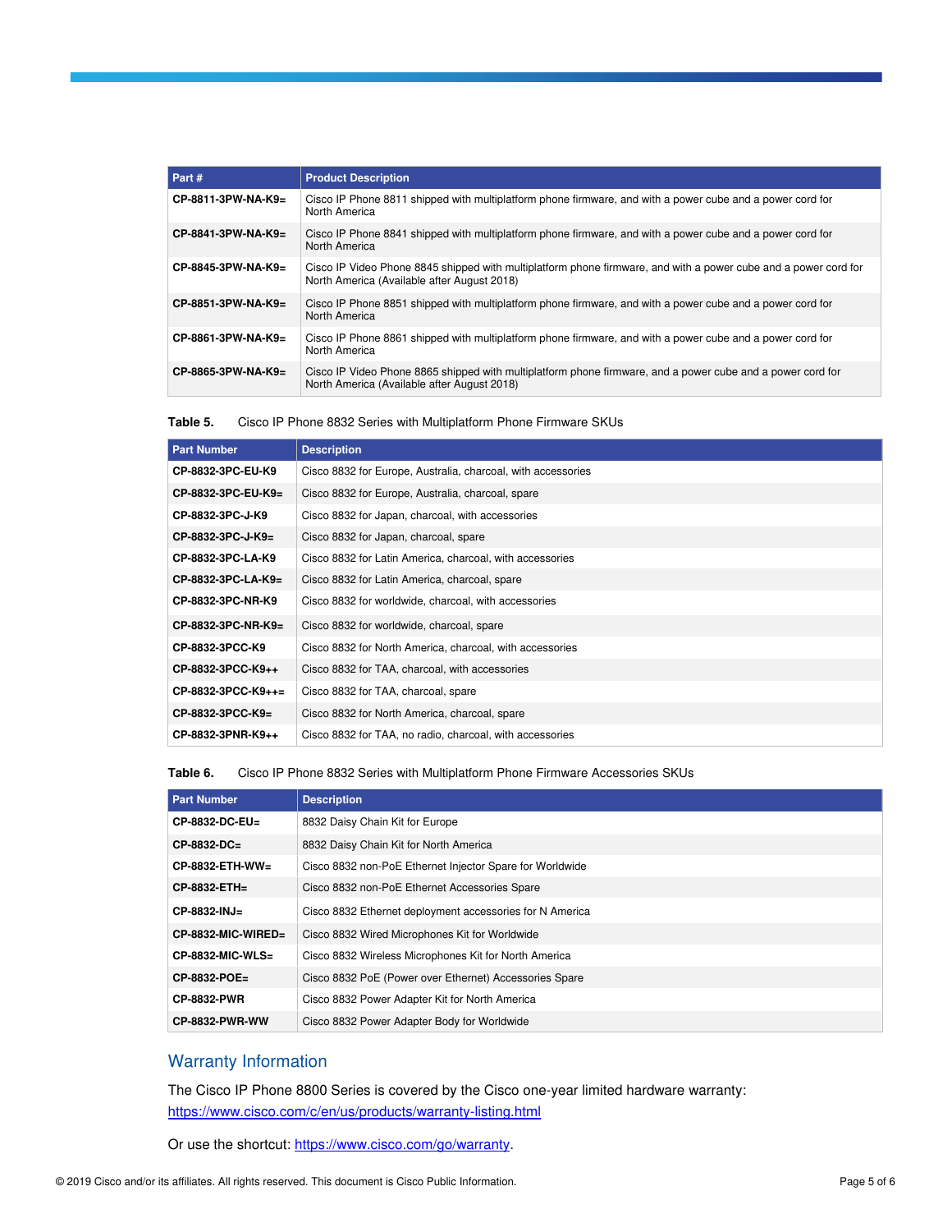| Part # | Product Description |
| --- | --- |
| **CP-8811-3PW-NA-K9=** | Cisco IP Phone 8811 shipped with multiplatform phone firmware, and with a power cube and a power cord for North America |
| **CP-8841-3PW-NA-K9=** | Cisco IP Phone 8841 shipped with multiplatform phone firmware, and with a power cube and a power cord for North America |
| **CP-8845-3PW-NA-K9=** | Cisco IP Video Phone 8845 shipped with multiplatform phone firmware, and with a power cube and a power cord for North America (Available after August 2018) |
| **CP-8851-3PW-NA-K9=** | Cisco IP Phone 8851 shipped with multiplatform phone firmware, and with a power cube and a power cord for North America |
| **CP-8861-3PW-NA-K9=** | Cisco IP Phone 8861 shipped with multiplatform phone firmware, and with a power cube and a power cord for North America |
| **CP-8865-3PW-NA-K9=** | Cisco IP Video Phone 8865 shipped with multiplatform phone firmware, and a power cube and a power cord for North America (Available after August 2018) |

**Table 5.** Cisco IP Phone 8832 Series with Multiplatform Phone Firmware SKUs

| Part Number | Description |
| --- | --- |
| **CP-8832-3PC-EU-K9** | Cisco 8832 for Europe, Australia, charcoal, with accessories |
| **CP-8832-3PC-EU-K9=** | Cisco 8832 for Europe, Australia, charcoal, spare |
| **CP-8832-3PC-J-K9** | Cisco 8832 for Japan, charcoal, with accessories |
| **CP-8832-3PC-J-K9=** | Cisco 8832 for Japan, charcoal, spare |
| **CP-8832-3PC-LA-K9** | Cisco 8832 for Latin America, charcoal, with accessories |
| **CP-8832-3PC-LA-K9=** | Cisco 8832 for Latin America, charcoal, spare |
| **CP-8832-3PC-NR-K9** | Cisco 8832 for worldwide, charcoal, with accessories |
| **CP-8832-3PC-NR-K9=** | Cisco 8832 for worldwide, charcoal, spare |
| **CP-8832-3PCC-K9** | Cisco 8832 for North America, charcoal, with accessories |
| **CP-8832-3PCC-K9++** | Cisco 8832 for TAA, charcoal, with accessories |
| **CP-8832-3PCC-K9++=** | Cisco 8832 for TAA, charcoal, spare |
| **CP-8832-3PCC-K9=** | Cisco 8832 for North America, charcoal, spare |
| **CP-8832-3PNR-K9++** | Cisco 8832 for TAA, no radio, charcoal, with accessories |

**Table 6.** Cisco IP Phone 8832 Series with Multiplatform Phone Firmware Accessories SKUs

| Part Number | Description |
| --- | --- |
| **CP-8832-DC-EU=** | 8832 Daisy Chain Kit for Europe |
| **CP-8832-DC=** | 8832 Daisy Chain Kit for North America |
| **CP-8832-ETH-WW=** | Cisco 8832 non-PoE Ethernet Injector Spare for Worldwide |
| **CP-8832-ETH=** | Cisco 8832 non-PoE Ethernet Accessories Spare |
| **CP-8832-INJ=** | Cisco 8832 Ethernet deployment accessories for N America |
| **CP-8832-MIC-WIRED=** | Cisco 8832 Wired Microphones Kit for Worldwide |
| **CP-8832-MIC-WLS=** | Cisco 8832 Wireless Microphones Kit for North America |
| **CP-8832-POE=** | Cisco 8832 PoE (Power over Ethernet) Accessories Spare |
| **CP-8832-PWR** | Cisco 8832 Power Adapter Kit for North America |
| **CP-8832-PWR-WW** | Cisco 8832 Power Adapter Body for Worldwide |

## Warranty Information

The Cisco IP Phone 8800 Series is covered by the Cisco one-year limited hardware warranty: https://www.cisco.com/c/en/us/products/warranty-listing.html

Or use the shortcut: https://www.cisco.com/go/warranty.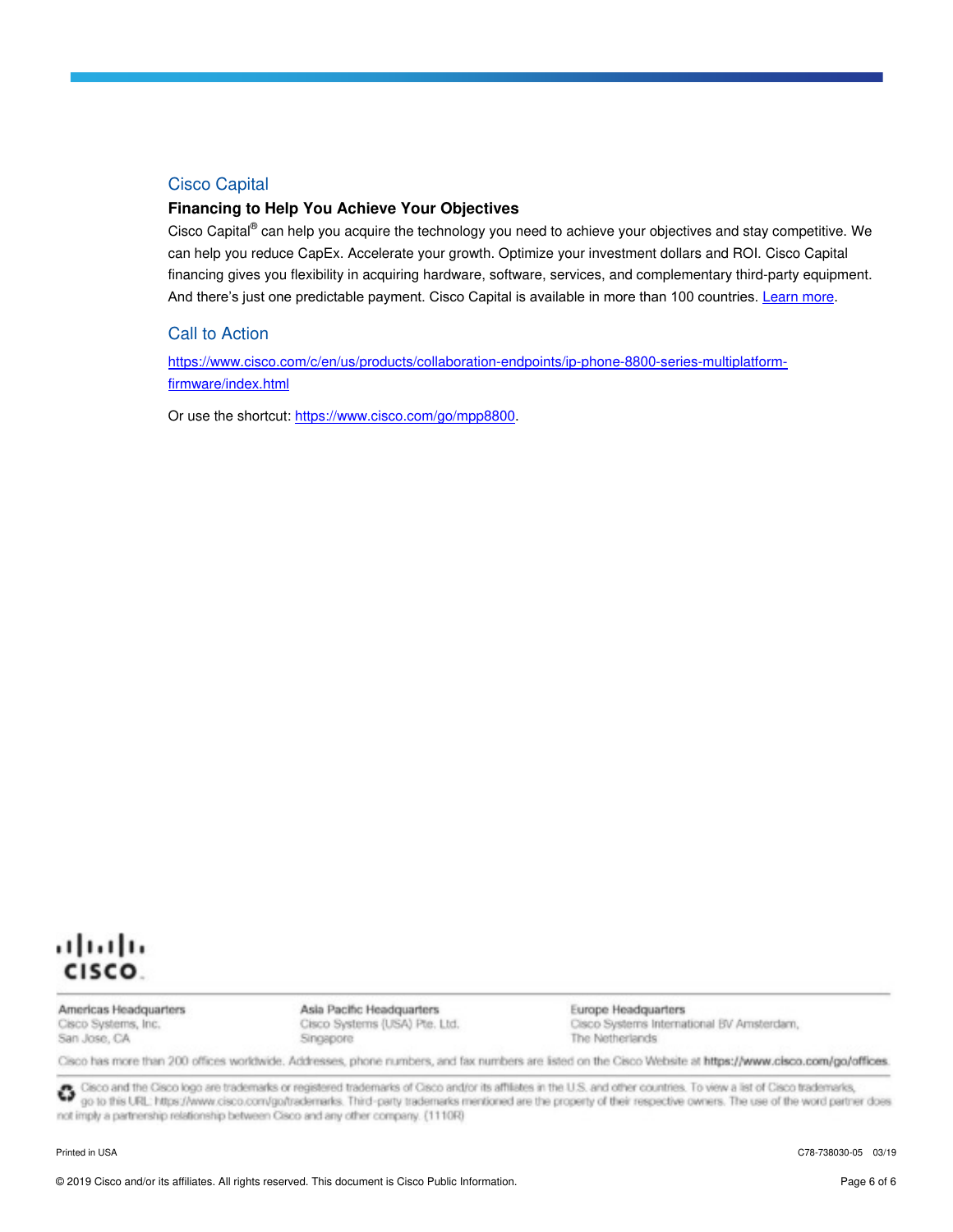## Cisco Capital

### Financing to Help You Achieve Your Objectives

Cisco Capital® can help you acquire the technology you need to achieve your objectives and stay competitive. We can help you reduce CapEx. Accelerate your growth. Optimize your investment dollars and ROI. Cisco Capital financing gives you flexibility in acquiring hardware, software, services, and complementary third-party equipment. And there's just one predictable payment. Cisco Capital is available in more than 100 countries. Learn more.

## Call to Action

https://www.cisco.com/c/en/us/products/collaboration-endpoints/ip-phone-8800-series-multiplatform-firmware/index.html

Or use the shortcut: https://www.cisco.com/go/mpp8800.

**Americas Headquarters**
Cisco Systems, Inc.
San Jose, CA

**Asia Pacific Headquarters**
Cisco Systems (USA) Pte. Ltd.
Singapore

**Europe Headquarters**
Cisco Systems International BV Amsterdam,
The Netherlands

Cisco has more than 200 offices worldwide. Addresses, phone numbers, and fax numbers are listed on the Cisco Website at **https://www.cisco.com/go/offices**.

Cisco and the Cisco logo are trademarks or registered trademarks of Cisco and/or its affiliates in the U.S. and other countries. To view a list of Cisco trademarks, go to this URL: https://www.cisco.com/go/trademarks. Third-party trademarks mentioned are the property of their respective owners. The use of the word partner does not imply a partnership relationship between Cisco and any other company. (1110R)

Printed in USA C78-738030-05 03/19